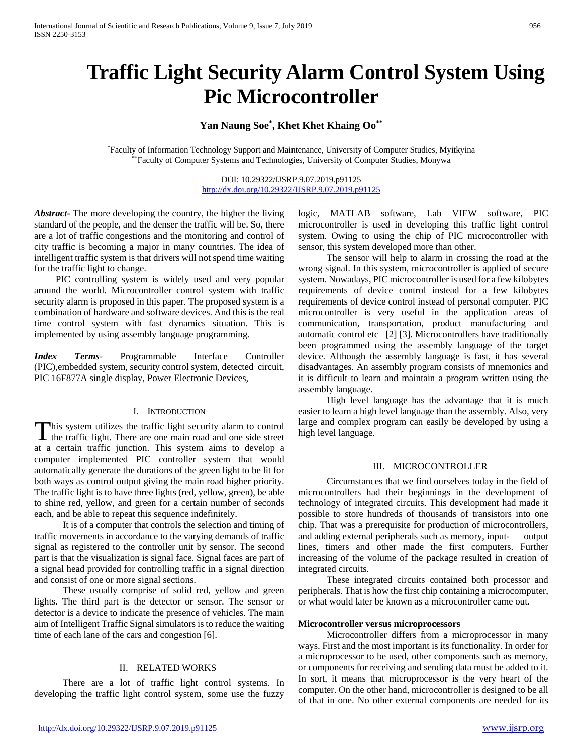# Traffic Light Security Alarm Control System Using Pic Microcontroller

**Yan Naung Soe[*], Khet Khet Khaing Oo[**]**

[*]Faculty of Information Technology Support and Maintenance, University of Computer Studies, Myitkyina
[**]Faculty of Computer Systems and Technologies, University of Computer Studies, Monywa

DOI: 10.29322/IJSRP.9.07.2019.p91125
http://dx.doi.org/10.29322/IJSRP.9.07.2019.p91125

***Abstract***- The more developing the country, the higher the living standard of the people, and the denser the traffic will be. So, there are a lot of traffic congestions and the monitoring and control of city traffic is becoming a major in many countries. The idea of intelligent traffic system is that drivers will not spend time waiting for the traffic light to change.

PIC controlling system is widely used and very popular around the world. Microcontroller control system with traffic security alarm is proposed in this paper. The proposed system is a combination of hardware and software devices. And this is the real time control system with fast dynamics situation. This is implemented by using assembly language programming.

***Index Terms***- Programmable Interface Controller (PIC),embedded system, security control system, detected circuit, PIC 16F877A single display, Power Electronic Devices,

## I. Introduction

This system utilizes the traffic light security alarm to control the traffic light. There are one main road and one side street at a certain traffic junction. This system aims to develop a computer implemented PIC controller system that would automatically generate the durations of the green light to be lit for both ways as control output giving the main road higher priority. The traffic light is to have three lights (red, yellow, green), be able to shine red, yellow, and green for a certain number of seconds each, and be able to repeat this sequence indefinitely.

It is of a computer that controls the selection and timing of traffic movements in accordance to the varying demands of traffic signal as registered to the controller unit by sensor. The second part is that the visualization is signal face. Signal faces are part of a signal head provided for controlling traffic in a signal direction and consist of one or more signal sections.

These usually comprise of solid red, yellow and green lights. The third part is the detector or sensor. The sensor or detector is a device to indicate the presence of vehicles. The main aim of Intelligent Traffic Signal simulators is to reduce the waiting time of each lane of the cars and congestion [6].

## II. Related Works

There are a lot of traffic light control systems. In developing the traffic light control system, some use the fuzzy logic, MATLAB software, Lab VIEW software, PIC microcontroller is used in developing this traffic light control system. Owing to using the chip of PIC microcontroller with sensor, this system developed more than other.

The sensor will help to alarm in crossing the road at the wrong signal. In this system, microcontroller is applied of secure system. Nowadays, PIC microcontroller is used for a few kilobytes requirements of device control instead for a few kilobytes requirements of device control instead of personal computer. PIC microcontroller is very useful in the application areas of communication, transportation, product manufacturing and automatic control etc [2] [3]. Microcontrollers have traditionally been programmed using the assembly language of the target device. Although the assembly language is fast, it has several disadvantages. An assembly program consists of mnemonics and it is difficult to learn and maintain a program written using the assembly language.

High level language has the advantage that it is much easier to learn a high level language than the assembly. Also, very large and complex program can easily be developed by using a high level language.

## III. Microcontroller

Circumstances that we find ourselves today in the field of microcontrollers had their beginnings in the development of technology of integrated circuits. This development had made it possible to store hundreds of thousands of transistors into one chip. That was a prerequisite for production of microcontrollers, and adding external peripherals such as memory, input- output lines, timers and other made the first computers. Further increasing of the volume of the package resulted in creation of integrated circuits.

These integrated circuits contained both processor and peripherals. That is how the first chip containing a microcomputer, or what would later be known as a microcontroller came out.

**Microcontroller versus microprocessors**

Microcontroller differs from a microprocessor in many ways. First and the most important is its functionality. In order for a microprocessor to be used, other components such as memory, or components for receiving and sending data must be added to it. In sort, it means that microprocessor is the very heart of the computer. On the other hand, microcontroller is designed to be all of that in one. No other external components are needed for its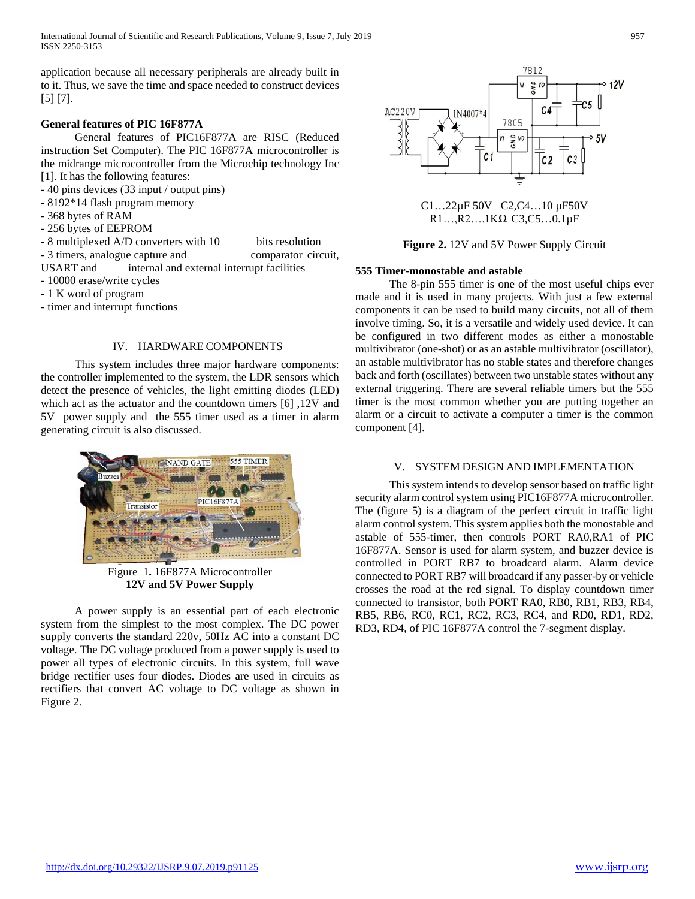application because all necessary peripherals are already built in to it. Thus, we save the time and space needed to construct devices [5] [7].

**General features of PIC 16F877A**

General features of PIC16F877A are RISC (Reduced instruction Set Computer). The PIC 16F877A microcontroller is the midrange microcontroller from the Microchip technology Inc [1]. It has the following features:

- 40 pins devices (33 input / output pins)
- 8192*14 flash program memory
- 368 bytes of RAM
- 256 bytes of EEPROM
- 8 multiplexed A/D converters with 10 bits resolution
- 3 timers, analogue capture and comparator circuit, USART and internal and external interrupt facilities
- 10000 erase/write cycles
- 1 K word of program
- timer and interrupt functions

## IV. HARDWARE COMPONENTS

This system includes three major hardware components: the controller implemented to the system, the LDR sensors which detect the presence of vehicles, the light emitting diodes (LED) which act as the actuator and the countdown timers [6] ,12V and 5V power supply and the 555 timer used as a timer in alarm generating circuit is also discussed.

Figure 1. 16F877A Microcontroller

**12V and 5V Power Supply**

A power supply is an essential part of each electronic system from the simplest to the most complex. The DC power supply converts the standard 220v, 50Hz AC into a constant DC voltage. The DC voltage produced from a power supply is used to power all types of electronic circuits. In this system, full wave bridge rectifier uses four diodes. Diodes are used in circuits as rectifiers that convert AC voltage to DC voltage as shown in Figure 2.

C1…22µF 50V C2,C4…10 µF50V
R1…,R2….1KΩ C3,C5…0.1µF

**Figure 2.** 12V and 5V Power Supply Circuit

**555 Timer-monostable and astable**

The 8-pin 555 timer is one of the most useful chips ever made and it is used in many projects. With just a few external components it can be used to build many circuits, not all of them involve timing. So, it is a versatile and widely used device. It can be configured in two different modes as either a monostable multivibrator (one-shot) or as an astable multivibrator (oscillator), an astable multivibrator has no stable states and therefore changes back and forth (oscillates) between two unstable states without any external triggering. There are several reliable timers but the 555 timer is the most common whether you are putting together an alarm or a circuit to activate a computer a timer is the common component [4].

## V. SYSTEM DESIGN AND IMPLEMENTATION

This system intends to develop sensor based on traffic light security alarm control system using PIC16F877A microcontroller. The (figure 5) is a diagram of the perfect circuit in traffic light alarm control system. This system applies both the monostable and astable of 555-timer, then controls PORT RA0,RA1 of PIC 16F877A. Sensor is used for alarm system, and buzzer device is controlled in PORT RB7 to broadcard alarm. Alarm device connected to PORT RB7 will broadcard if any passer-by or vehicle crosses the road at the red signal. To display countdown timer connected to transistor, both PORT RA0, RB0, RB1, RB3, RB4, RB5, RB6, RC0, RC1, RC2, RC3, RC4, and RD0, RD1, RD2, RD3, RD4, of PIC 16F877A control the 7-segment display.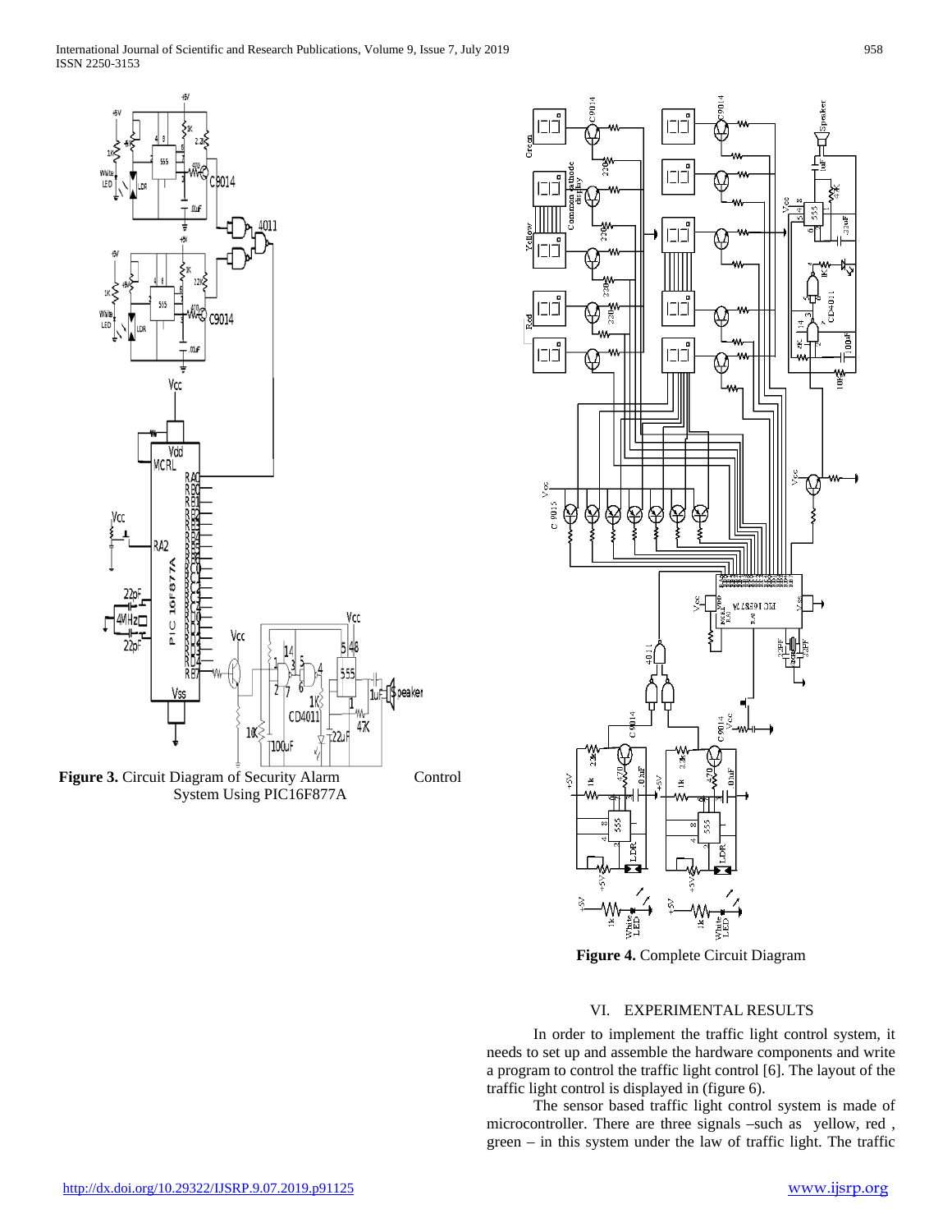**Figure 3.** Circuit Diagram of Security Alarm Control System Using PIC16F877A

**Figure 4.** Complete Circuit Diagram

## VI. EXPERIMENTAL RESULTS

In order to implement the traffic light control system, it needs to set up and assemble the hardware components and write a program to control the traffic light control [6]. The layout of the traffic light control is displayed in (figure 6).

The sensor based traffic light control system is made of microcontroller. There are three signals –such as yellow, red , green – in this system under the law of traffic light. The traffic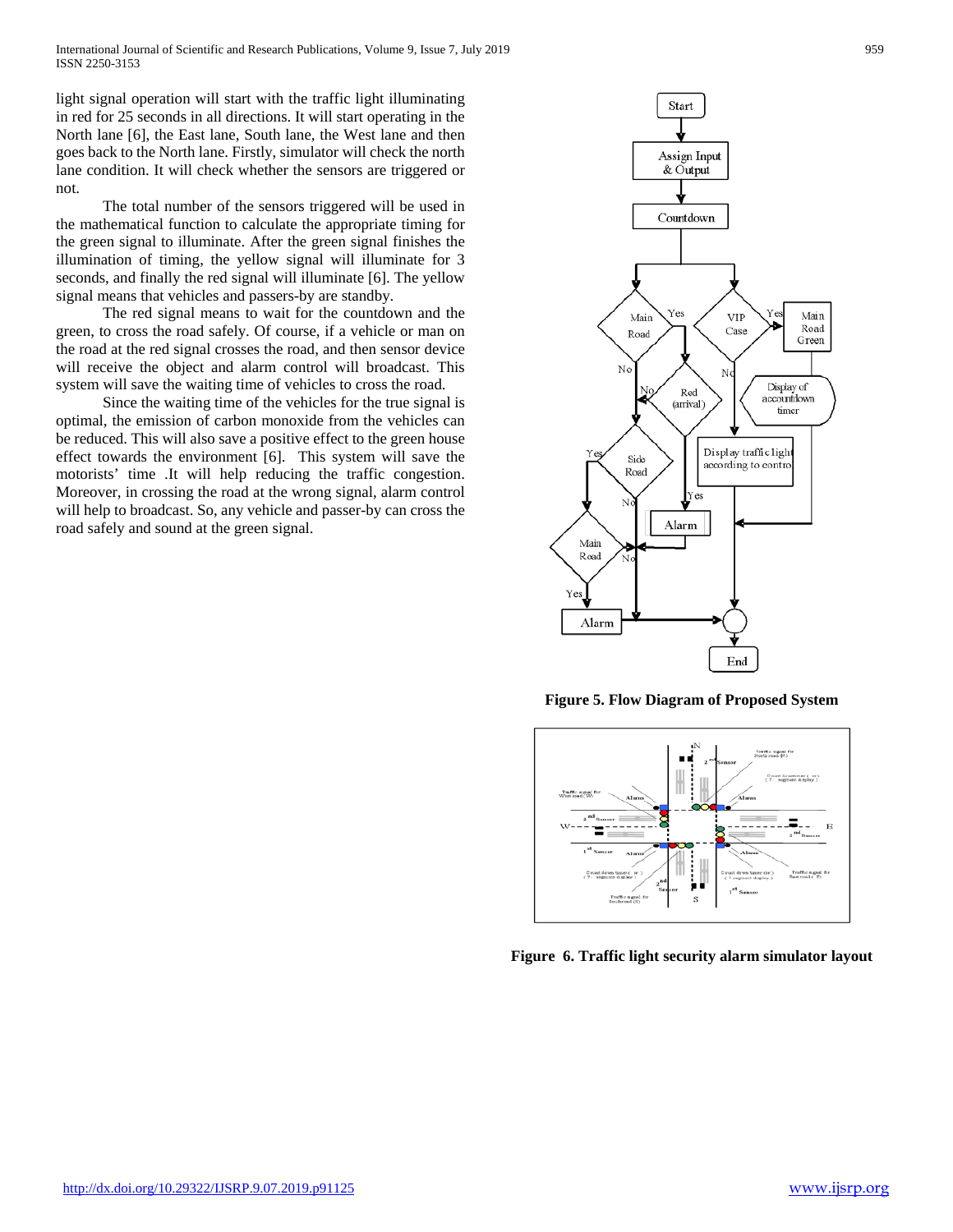light signal operation will start with the traffic light illuminating in red for 25 seconds in all directions. It will start operating in the North lane [6], the East lane, South lane, the West lane and then goes back to the North lane. Firstly, simulator will check the north lane condition. It will check whether the sensors are triggered or not.

The total number of the sensors triggered will be used in the mathematical function to calculate the appropriate timing for the green signal to illuminate. After the green signal finishes the illumination of timing, the yellow signal will illuminate for 3 seconds, and finally the red signal will illuminate [6]. The yellow signal means that vehicles and passers-by are standby.

The red signal means to wait for the countdown and the green, to cross the road safely. Of course, if a vehicle or man on the road at the red signal crosses the road, and then sensor device will receive the object and alarm control will broadcast. This system will save the waiting time of vehicles to cross the road.

Since the waiting time of the vehicles for the true signal is optimal, the emission of carbon monoxide from the vehicles can be reduced. This will also save a positive effect to the green house effect towards the environment [6]. This system will save the motorists' time .It will help reducing the traffic congestion. Moreover, in crossing the road at the wrong signal, alarm control will help to broadcast. So, any vehicle and passer-by can cross the road safely and sound at the green signal.

**Figure 5. Flow Diagram of Proposed System**

**Figure 6. Traffic light security alarm simulator layout**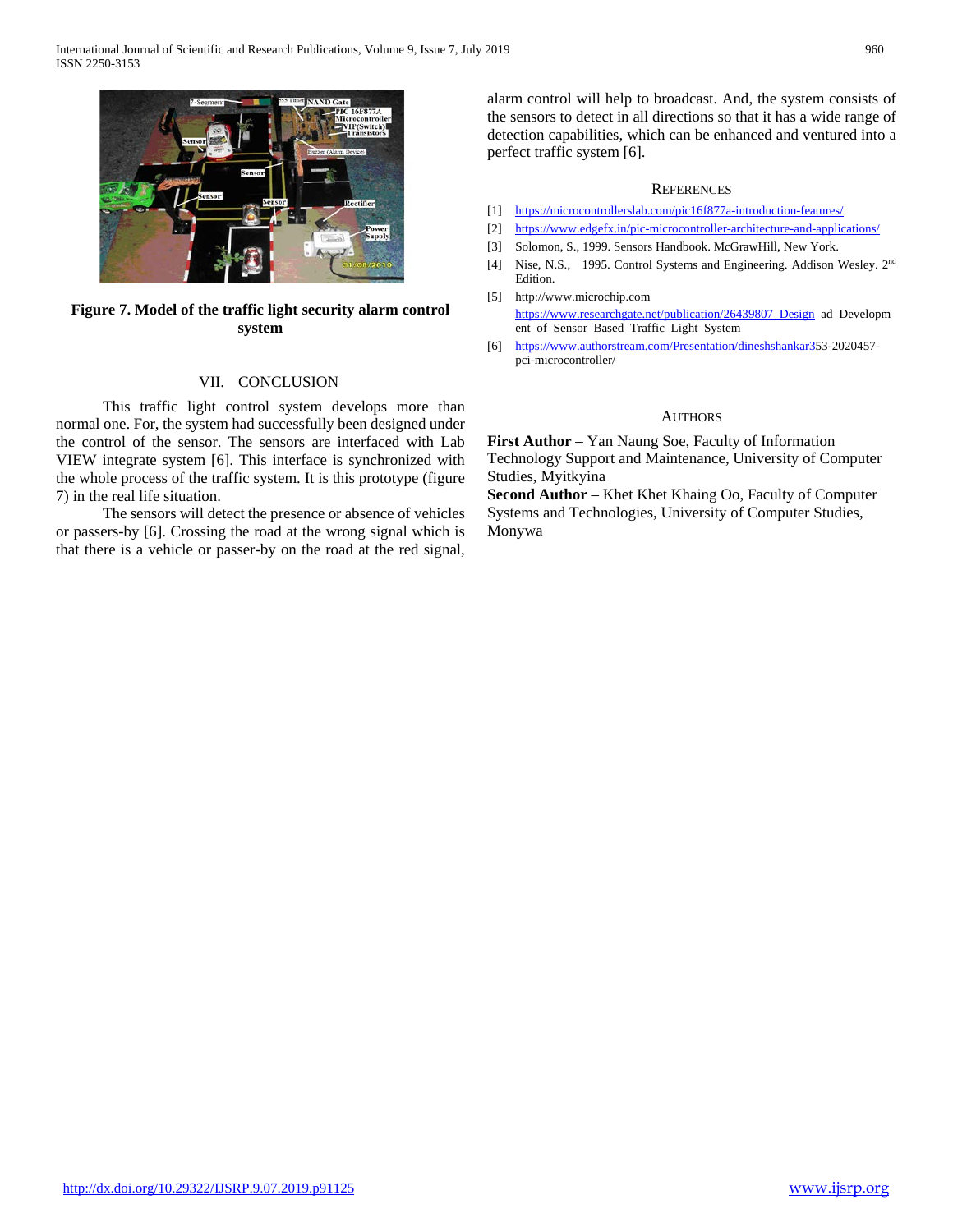**Figure 7. Model of the traffic light security alarm control system**

## VII. CONCLUSION

This traffic light control system develops more than normal one. For, the system had successfully been designed under the control of the sensor. The sensors are interfaced with Lab VIEW integrate system [6]. This interface is synchronized with the whole process of the traffic system. It is this prototype (figure 7) in the real life situation.

The sensors will detect the presence or absence of vehicles or passers-by [6]. Crossing the road at the wrong signal which is that there is a vehicle or passer-by on the road at the red signal, alarm control will help to broadcast. And, the system consists of the sensors to detect in all directions so that it has a wide range of detection capabilities, which can be enhanced and ventured into a perfect traffic system [6].

## REFERENCES

[1] https://microcontrollerslab.com/pic16f877a-introduction-features/

[2] https://www.edgefx.in/pic-microcontroller-architecture-and-applications/

[3] Solomon, S., 1999. Sensors Handbook. McGrawHill, New York.

[4] Nise, N.S., 1995. Control Systems and Engineering. Addison Wesley. 2nd Edition.

[5] http://www.microchip.com
https://www.researchgate.net/publication/26439807_Design_ad_Development_of_Sensor_Based_Traffic_Light_System

[6] https://www.authorstream.com/Presentation/dineshshankar353-2020457-pci-microcontroller/

## AUTHORS

**First Author** – Yan Naung Soe, Faculty of Information Technology Support and Maintenance, University of Computer Studies, Myitkyina

**Second Author** – Khet Khet Khaing Oo, Faculty of Computer Systems and Technologies, University of Computer Studies, Monywa